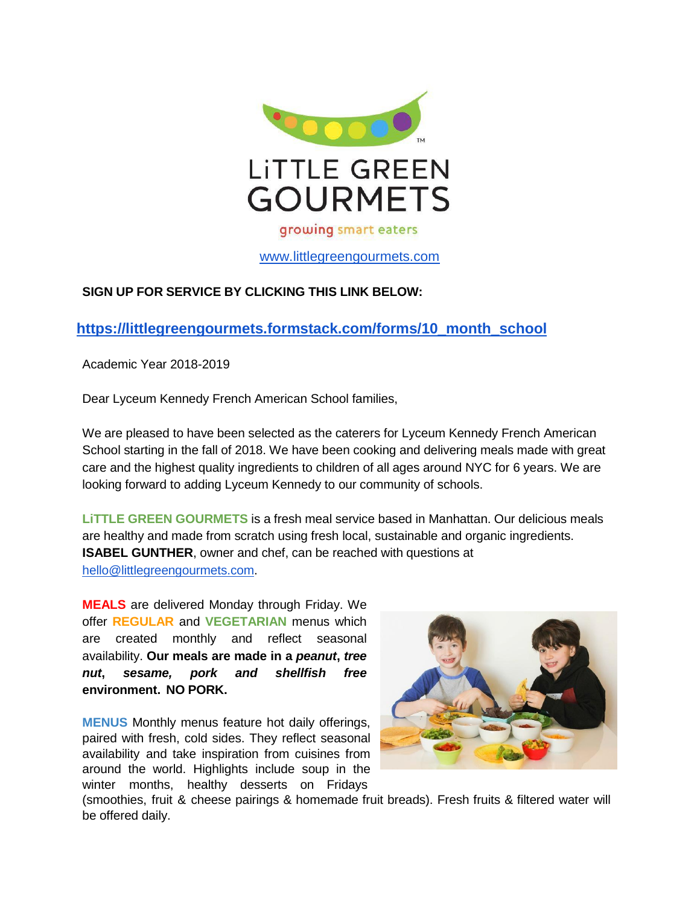# LiTTLE GREEN GOURMETS

growing smart eaters

www.littlegreengourmets.com

**SIGN UP FOR SERVICE BY CLICKING THIS LINK BELOW:**

**https://littlegreengourmets.formstack.com/forms/10_month_school**

Academic Year 2018-2019

Dear Lyceum Kennedy French American School families,

We are pleased to have been selected as the caterers for Lyceum Kennedy French American School starting in the fall of 2018. We have been cooking and delivering meals made with great care and the highest quality ingredients to children of all ages around NYC for 6 years. We are looking forward to adding Lyceum Kennedy to our community of schools.

**LiTTLE GREEN GOURMETS** is a fresh meal service based in Manhattan. Our delicious meals are healthy and made from scratch using fresh local, sustainable and organic ingredients. **ISABEL GUNTHER**, owner and chef, can be reached with questions at hello@littlegreengourmets.com.

**MEALS** are delivered Monday through Friday. We offer **REGULAR** and **VEGETARIAN** menus which are created monthly and reflect seasonal availability. **Our meals are made in a *peanut*, *tree nut*, *sesame, pork and shellfish free* environment. NO PORK.**

**MENUS** Monthly menus feature hot daily offerings, paired with fresh, cold sides. They reflect seasonal availability and take inspiration from cuisines from around the world. Highlights include soup in the winter months, healthy desserts on Fridays (smoothies, fruit & cheese pairings & homemade fruit breads). Fresh fruits & filtered water will be offered daily.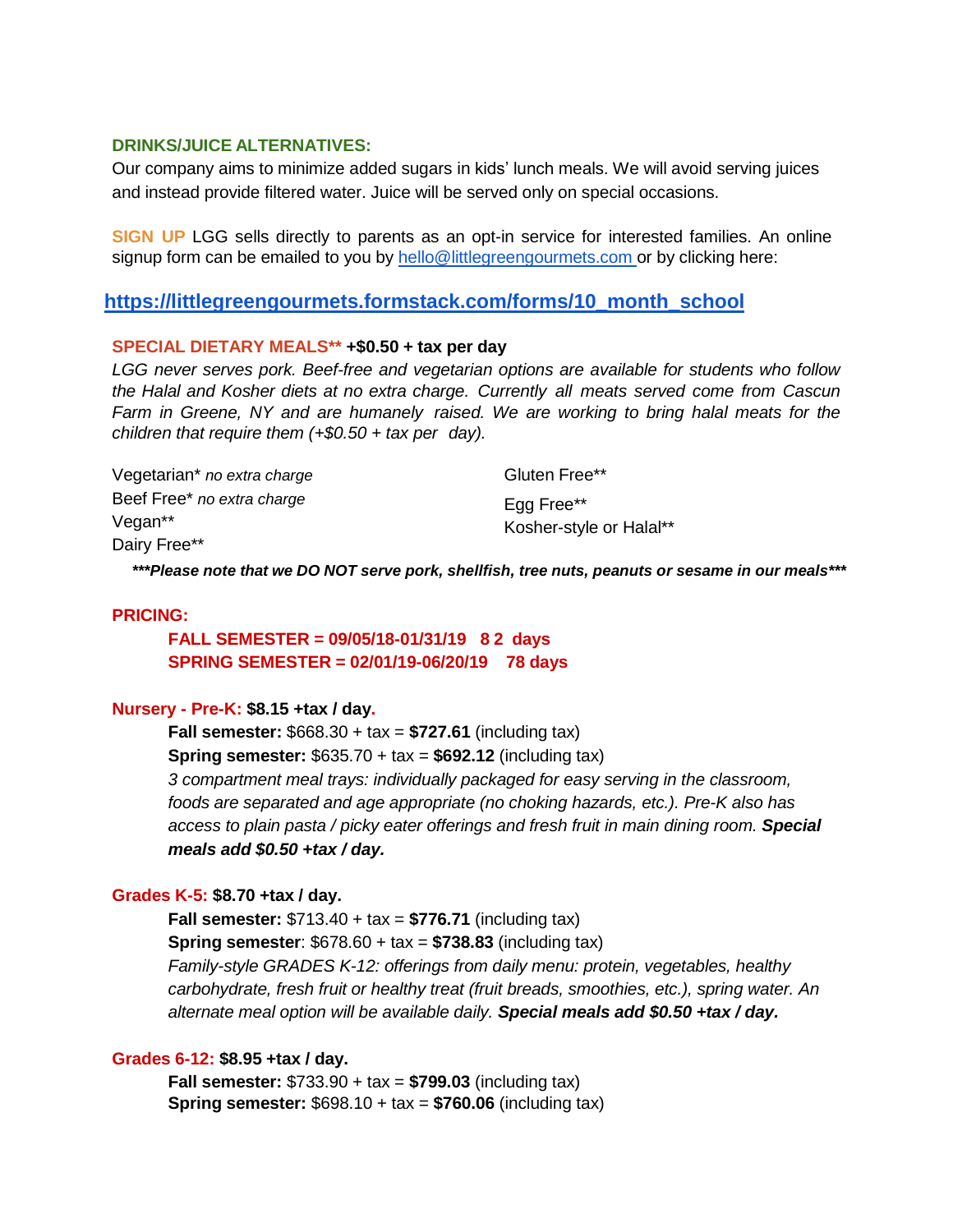**DRINKS/JUICE ALTERNATIVES:**

Our company aims to minimize added sugars in kids' lunch meals. We will avoid serving juices and instead provide filtered water. Juice will be served only on special occasions.

**SIGN UP** LGG sells directly to parents as an opt-in service for interested families. An online signup form can be emailed to you by hello@littlegreengourmets.com or by clicking here:

**https://littlegreengourmets.formstack.com/forms/10_month_school**

**SPECIAL DIETARY MEALS\*\* +$0.50 + tax per day**

*LGG never serves pork. Beef-free and vegetarian options are available for students who follow the Halal and Kosher diets at no extra charge. Currently all meats served come from Cascun Farm in Greene, NY and are humanely raised. We are working to bring halal meats for the children that require them (+$0.50 + tax per day).*

Vegetarian* *no extra charge*
Beef Free* *no extra charge*
Vegan**
Dairy Free**
Gluten Free**
Egg Free**
Kosher-style or Halal**

***\*\*\*Please note that we DO NOT serve pork, shellfish, tree nuts, peanuts or sesame in our meals\*\*\****

**PRICING:**

**FALL SEMESTER = 09/05/18-01/31/19 82 days**
**SPRING SEMESTER = 02/01/19-06/20/19 78 days**

**Nursery - Pre-K: $8.15 +tax / day.**

**Fall semester:** $668.30 + tax = **$727.61** (including tax)
**Spring semester:** $635.70 + tax = **$692.12** (including tax)
*3 compartment meal trays: individually packaged for easy serving in the classroom, foods are separated and age appropriate (no choking hazards, etc.). Pre-K also has access to plain pasta / picky eater offerings and fresh fruit in main dining room.* ***Special meals add $0.50 +tax / day.***

**Grades K-5: $8.70 +tax / day.**

**Fall semester:** $713.40 + tax = **$776.71** (including tax)
**Spring semester**: $678.60 + tax = **$738.83** (including tax)
*Family-style GRADES K-12: offerings from daily menu: protein, vegetables, healthy carbohydrate, fresh fruit or healthy treat (fruit breads, smoothies, etc.), spring water. An alternate meal option will be available daily.* ***Special meals add $0.50 +tax / day.***

**Grades 6-12: $8.95 +tax / day.**

**Fall semester:** $733.90 + tax = **$799.03** (including tax)
**Spring semester:** $698.10 + tax = **$760.06** (including tax)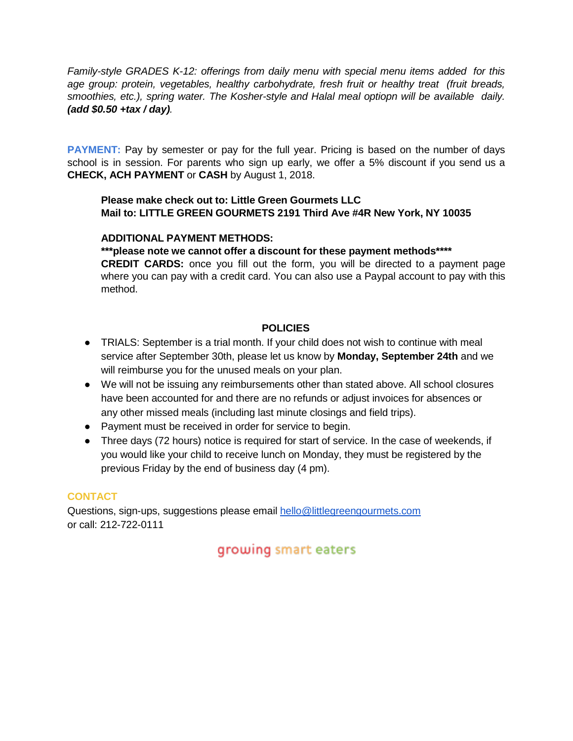*Family-style GRADES K-12: offerings from daily menu with special menu items added for this age group: protein, vegetables, healthy carbohydrate, fresh fruit or healthy treat (fruit breads, smoothies, etc.), spring water. The Kosher-style and Halal meal optiopn will be available daily.* ***(add $0.50 +tax / day)****.*

**PAYMENT:** Pay by semester or pay for the full year. Pricing is based on the number of days school is in session. For parents who sign up early, we offer a 5% discount if you send us a **CHECK, ACH PAYMENT** or **CASH** by August 1, 2018.

> **Please make check out to: Little Green Gourmets LLC**
> **Mail to: LITTLE GREEN GOURMETS 2191 Third Ave #4R New York, NY 10035**
>
> **ADDITIONAL PAYMENT METHODS:**
> **\*\*\*please note we cannot offer a discount for these payment methods\*\*\*\***
> **CREDIT CARDS:** once you fill out the form, you will be directed to a payment page where you can pay with a credit card. You can also use a Paypal account to pay with this method.

## POLICIES

- TRIALS: September is a trial month. If your child does not wish to continue with meal service after September 30th, please let us know by **Monday, September 24th** and we will reimburse you for the unused meals on your plan.
- We will not be issuing any reimbursements other than stated above. All school closures have been accounted for and there are no refunds or adjust invoices for absences or any other missed meals (including last minute closings and field trips).
- Payment must be received in order for service to begin.
- Three days (72 hours) notice is required for start of service. In the case of weekends, if you would like your child to receive lunch on Monday, they must be registered by the previous Friday by the end of business day (4 pm).

**CONTACT**

Questions, sign-ups, suggestions please email hello@littlegreengourmets.com
or call: 212-722-0111

growing smart eaters